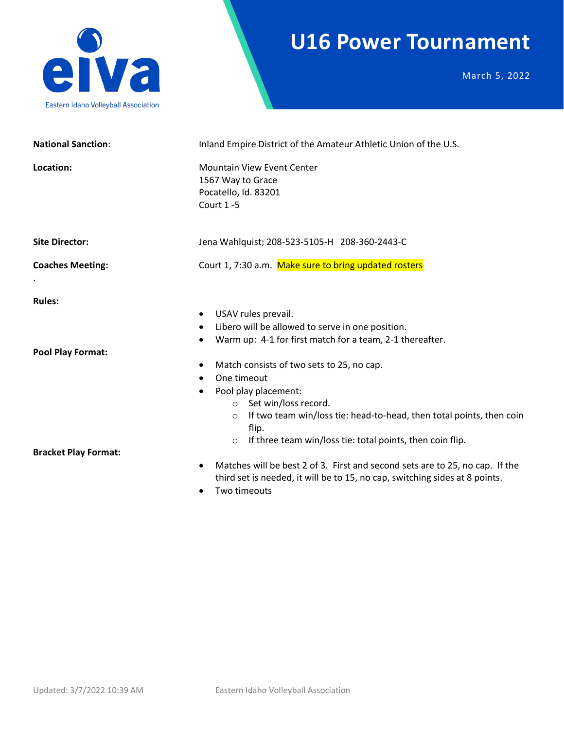Eastern Idaho Volleyball Association

# U16 Power Tournament

March 5, 2022

**National Sanction**: Inland Empire District of the Amateur Athletic Union of the U.S.

**Location:** Mountain View Event Center
1567 Way to Grace
Pocatello, Id. 83201
Court 1 -5

**Site Director:** Jena Wahlquist; 208-523-5105-H 208-360-2443-C

**Coaches Meeting:** Court 1, 7:30 a.m. Make sure to bring updated rosters

**Rules:**

- USAV rules prevail.
- Libero will be allowed to serve in one position.
- Warm up: 4-1 for first match for a team, 2-1 thereafter.

**Pool Play Format:**

- Match consists of two sets to 25, no cap.
- One timeout
- Pool play placement:
  - Set win/loss record.
  - If two team win/loss tie: head-to-head, then total points, then coin flip.
  - If three team win/loss tie: total points, then coin flip.

**Bracket Play Format:**

- Matches will be best 2 of 3. First and second sets are to 25, no cap. If the third set is needed, it will be to 15, no cap, switching sides at 8 points.
- Two timeouts

Updated: 3/7/2022 10:39 AM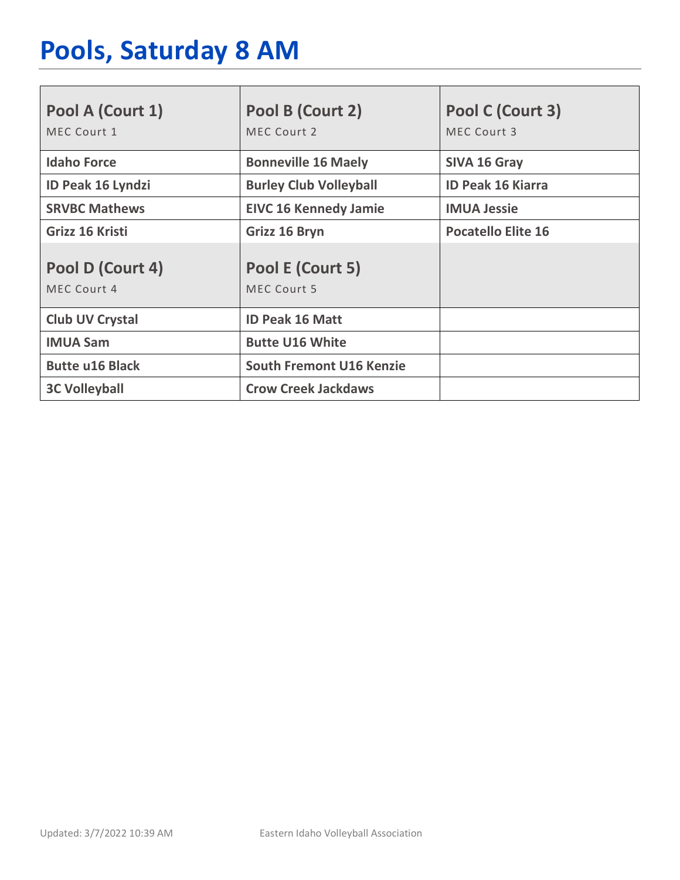# Pools, Saturday 8 AM

| Pool A (Court 1)<br>MEC Court 1 | Pool B (Court 2)<br>MEC Court 2 | Pool C (Court 3)<br>MEC Court 3 |
|---|---|---|
| **Idaho Force** | **Bonneville 16 Maely** | **SIVA 16 Gray** |
| **ID Peak 16 Lyndzi** | **Burley Club Volleyball** | **ID Peak 16 Kiarra** |
| **SRVBC Mathews** | **EIVC 16 Kennedy Jamie** | **IMUA Jessie** |
| **Grizz 16 Kristi** | **Grizz 16 Bryn** | **Pocatello Elite 16** |
| **Pool D (Court 4)**<br>MEC Court 4 | **Pool E (Court 5)**<br>MEC Court 5 | |
| **Club UV Crystal** | **ID Peak 16 Matt** | |
| **IMUA Sam** | **Butte U16 White** | |
| **Butte u16 Black** | **South Fremont U16 Kenzie** | |
| **3C Volleyball** | **Crow Creek Jackdaws** | |

Updated: 3/7/2022 10:39 AM    Eastern Idaho Volleyball Association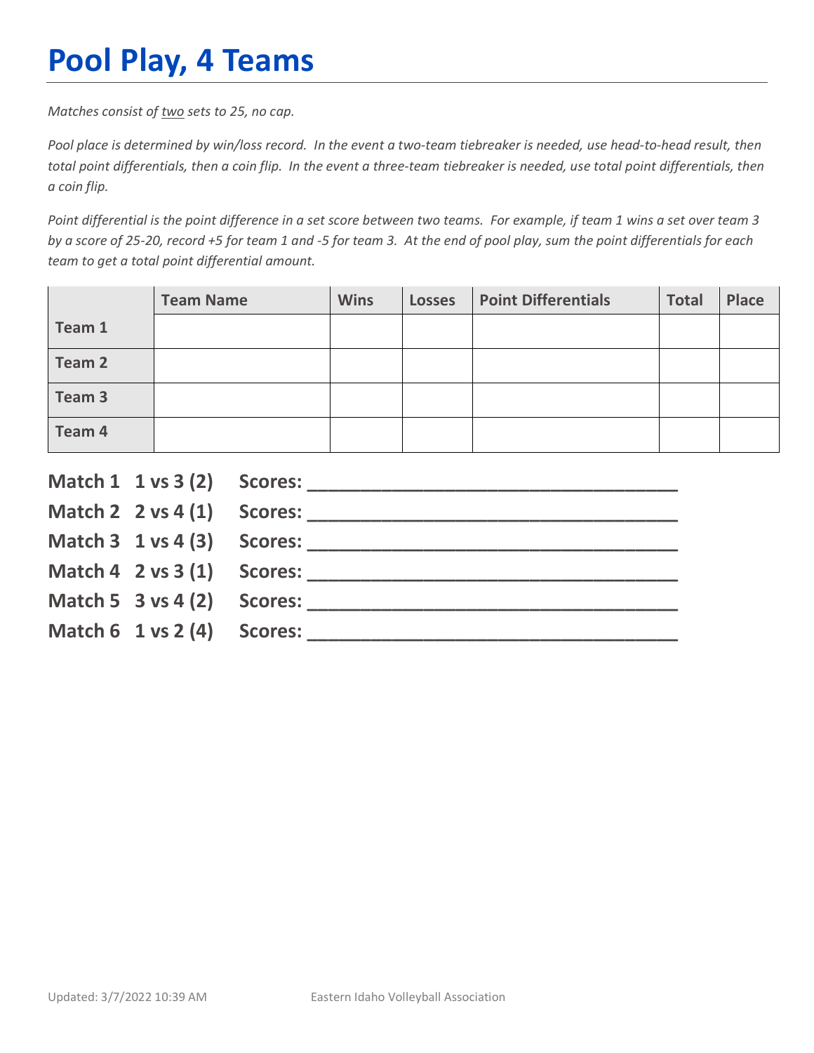# Pool Play, 4 Teams

*Matches consist of two sets to 25, no cap.*

*Pool place is determined by win/loss record. In the event a two-team tiebreaker is needed, use head-to-head result, then total point differentials, then a coin flip. In the event a three-team tiebreaker is needed, use total point differentials, then a coin flip.*

*Point differential is the point difference in a set score between two teams. For example, if team 1 wins a set over team 3 by a score of 25-20, record +5 for team 1 and -5 for team 3. At the end of pool play, sum the point differentials for each team to get a total point differential amount.*

| | Team Name | Wins | Losses | Point Differentials | Total | Place |
|---|---|---|---|---|---|---|
| **Team 1** | | | | | | |
| **Team 2** | | | | | | |
| **Team 3** | | | | | | |
| **Team 4** | | | | | | |

**Match 1 1 vs 3 (2) Scores: ___________________________________**

**Match 2 2 vs 4 (1) Scores: ___________________________________**

**Match 3 1 vs 4 (3) Scores: ___________________________________**

**Match 4 2 vs 3 (1) Scores: ___________________________________**

**Match 5 3 vs 4 (2) Scores: ___________________________________**

**Match 6 1 vs 2 (4) Scores: ___________________________________**

Updated: 3/7/2022 10:39 AM Eastern Idaho Volleyball Association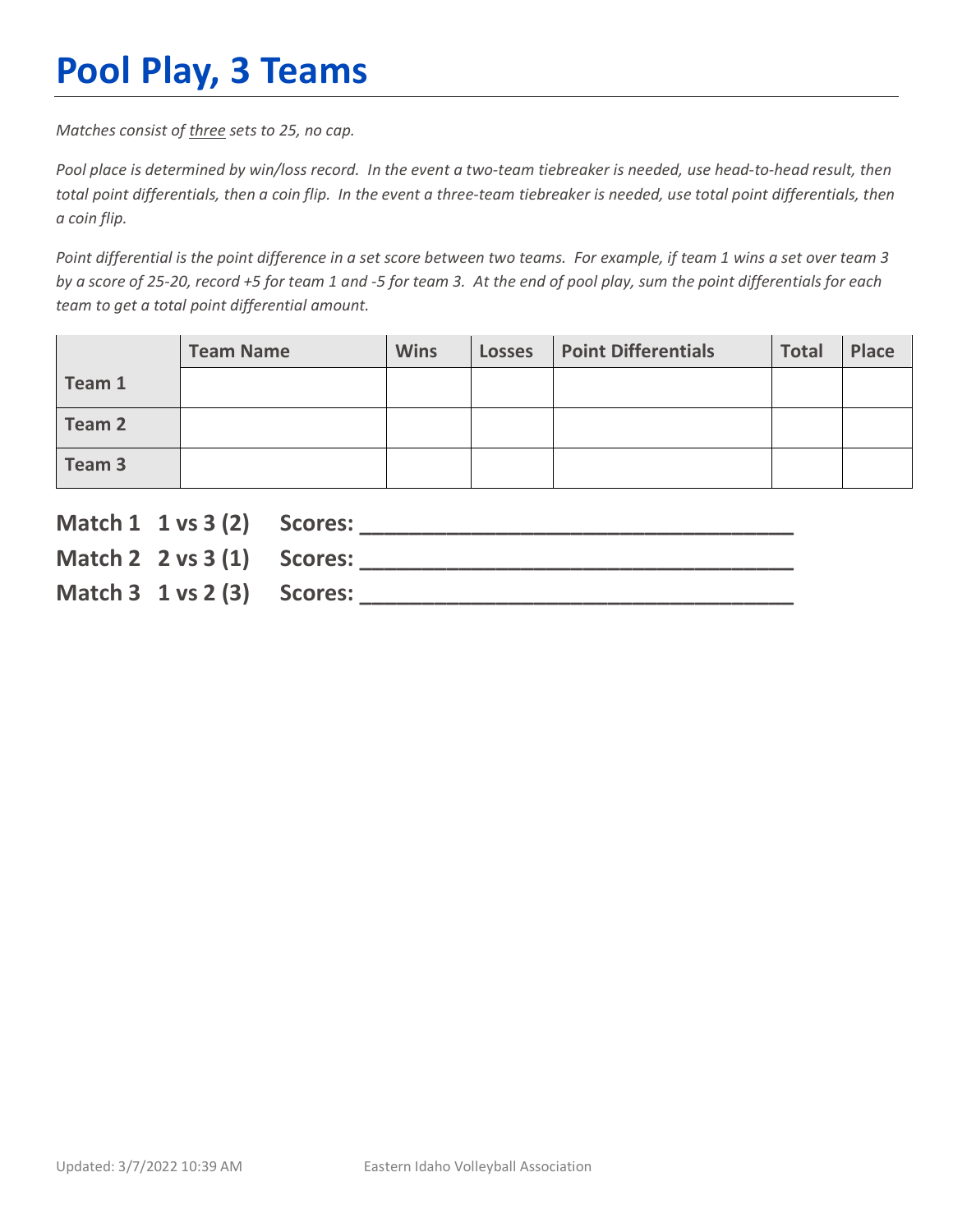# Pool Play, 3 Teams

*Matches consist of <u>three</u> sets to 25, no cap.*

*Pool place is determined by win/loss record. In the event a two-team tiebreaker is needed, use head-to-head result, then total point differentials, then a coin flip. In the event a three-team tiebreaker is needed, use total point differentials, then a coin flip.*

*Point differential is the point difference in a set score between two teams. For example, if team 1 wins a set over team 3 by a score of 25-20, record +5 for team 1 and -5 for team 3. At the end of pool play, sum the point differentials for each team to get a total point differential amount.*

| | Team Name | Wins | Losses | Point Differentials | Total | Place |
|---|---|---|---|---|---|---|
| **Team 1** | | | | | | |
| **Team 2** | | | | | | |
| **Team 3** | | | | | | |

**Match 1 1 vs 3 (2) Scores: ___________________________________**
**Match 2 2 vs 3 (1) Scores: ___________________________________**
**Match 3 1 vs 2 (3) Scores: ___________________________________**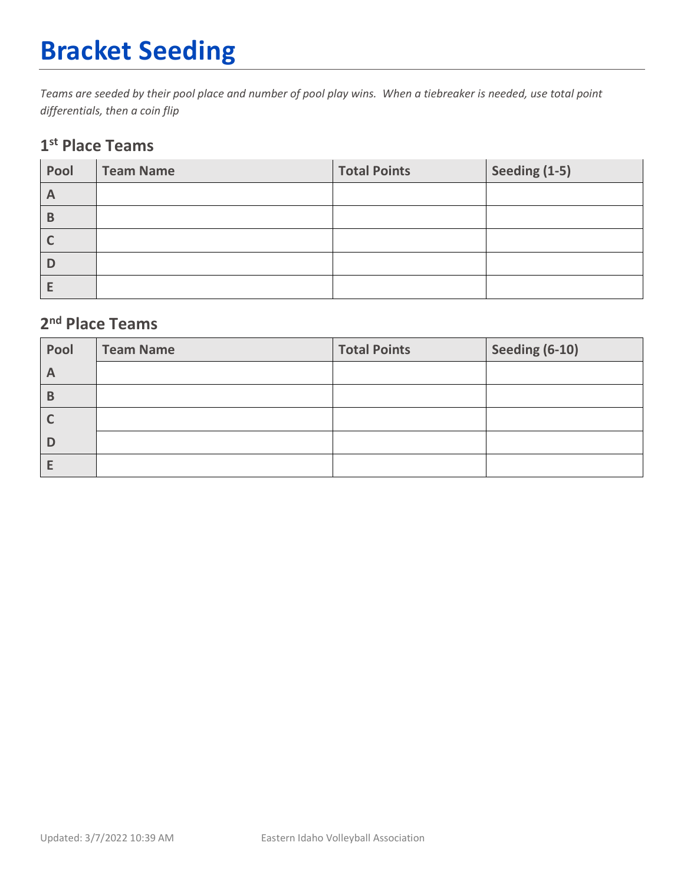# Bracket Seeding

*Teams are seeded by their pool place and number of pool play wins. When a tiebreaker is needed, use total point differentials, then a coin flip*

## 1st Place Teams

| Pool | Team Name | Total Points | Seeding (1-5) |
|---|---|---|---|
| A | | | |
| B | | | |
| C | | | |
| D | | | |
| E | | | |

## 2nd Place Teams

| Pool | Team Name | Total Points | Seeding (6-10) |
|---|---|---|---|
| A | | | |
| B | | | |
| C | | | |
| D | | | |
| E | | | |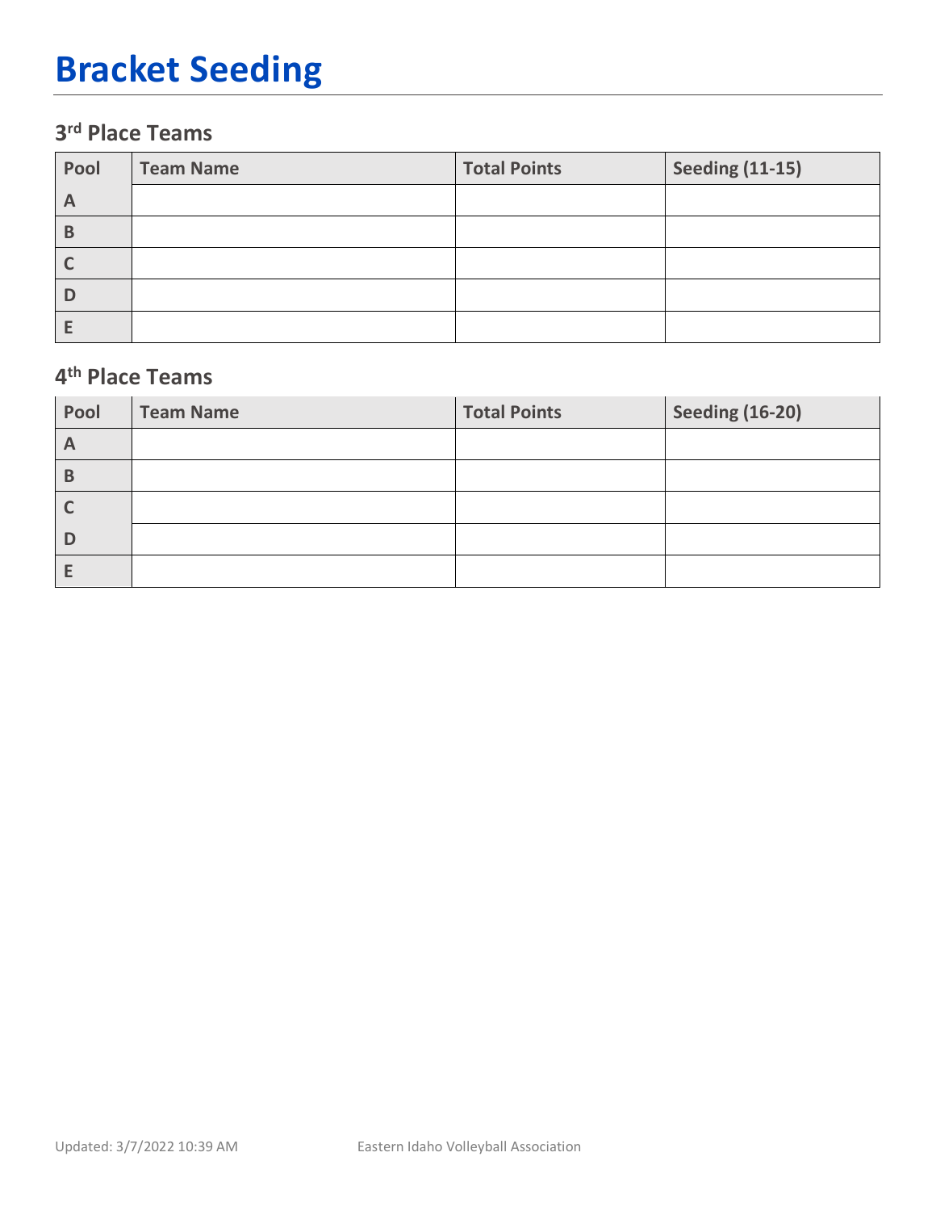# Bracket Seeding

### 3rd Place Teams

| Pool | Team Name | Total Points | Seeding (11-15) |
|---|---|---|---|
| A | | | |
| B | | | |
| C | | | |
| D | | | |
| E | | | |

### 4th Place Teams

| Pool | Team Name | Total Points | Seeding (16-20) |
|---|---|---|---|
| A | | | |
| B | | | |
| C | | | |
| D | | | |
| E | | | |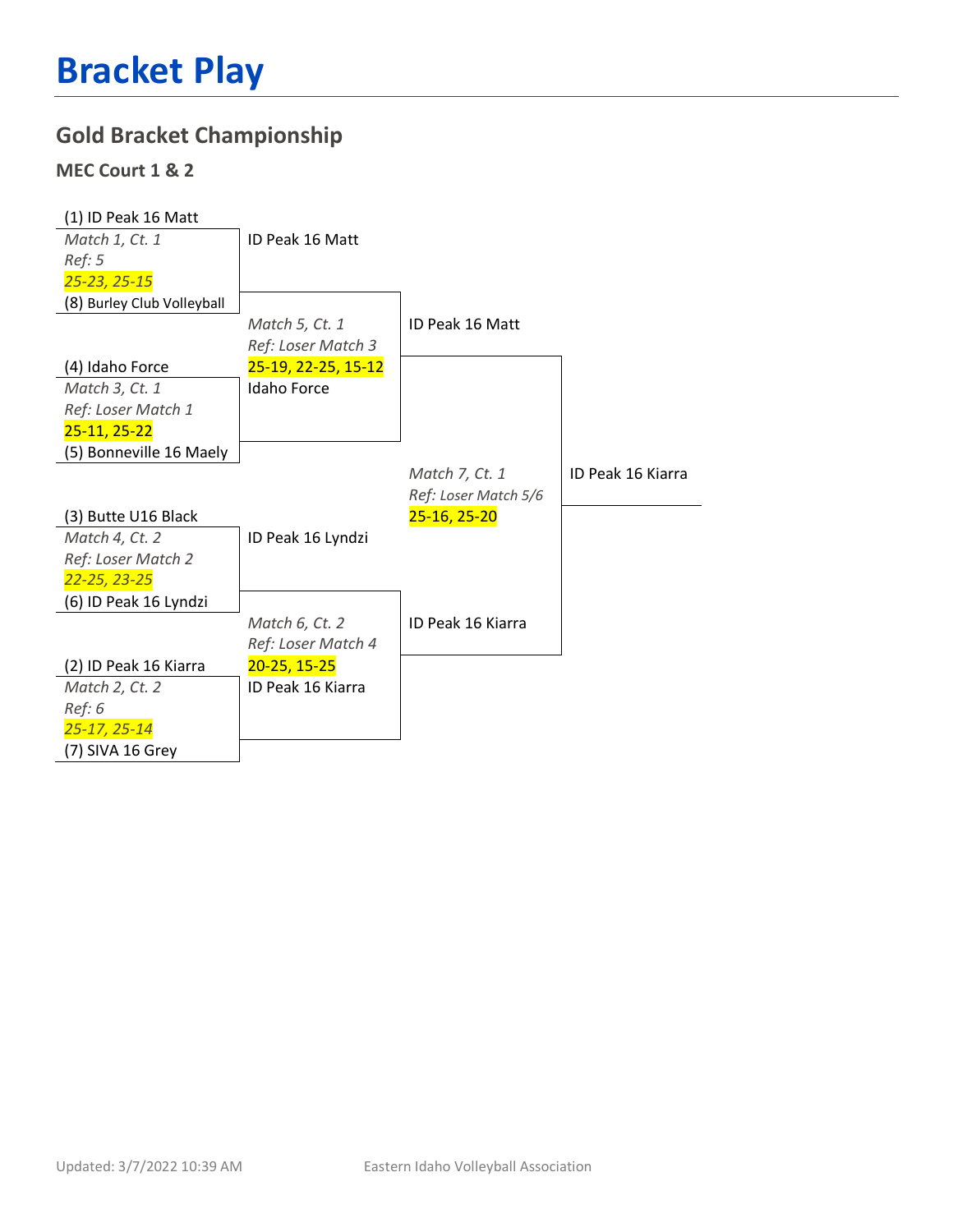# Bracket Play

## Gold Bracket Championship

### MEC Court 1 & 2

**Round 1**

(1) ID Peak 16 Matt
*Match 1, Ct. 1*
*Ref: 5*
*25-23, 25-15*
(8) Burley Club Volleyball

(4) Idaho Force
*Match 3, Ct. 1*
*Ref: Loser Match 1*
25-11, 25-22
(5) Bonneville 16 Maely

(3) Butte U16 Black
*Match 4, Ct. 2*
*Ref: Loser Match 2*
*22-25, 23-25*
(6) ID Peak 16 Lyndzi

(2) ID Peak 16 Kiarra
*Match 2, Ct. 2*
*Ref: 6*
*25-17, 25-14*
(7) SIVA 16 Grey

**Round 2**

ID Peak 16 Matt
*Match 5, Ct. 1*
*Ref: Loser Match 3*
25-19, 22-25, 15-12
Idaho Force

ID Peak 16 Lyndzi
*Match 6, Ct. 2*
*Ref: Loser Match 4*
20-25, 15-25
ID Peak 16 Kiarra

**Final**

ID Peak 16 Matt
*Match 7, Ct. 1*
*Ref: Loser Match 5/6*
25-16, 25-20
ID Peak 16 Kiarra

**Champion:** ID Peak 16 Kiarra

Updated: 3/7/2022 10:39 AM

Eastern Idaho Volleyball Association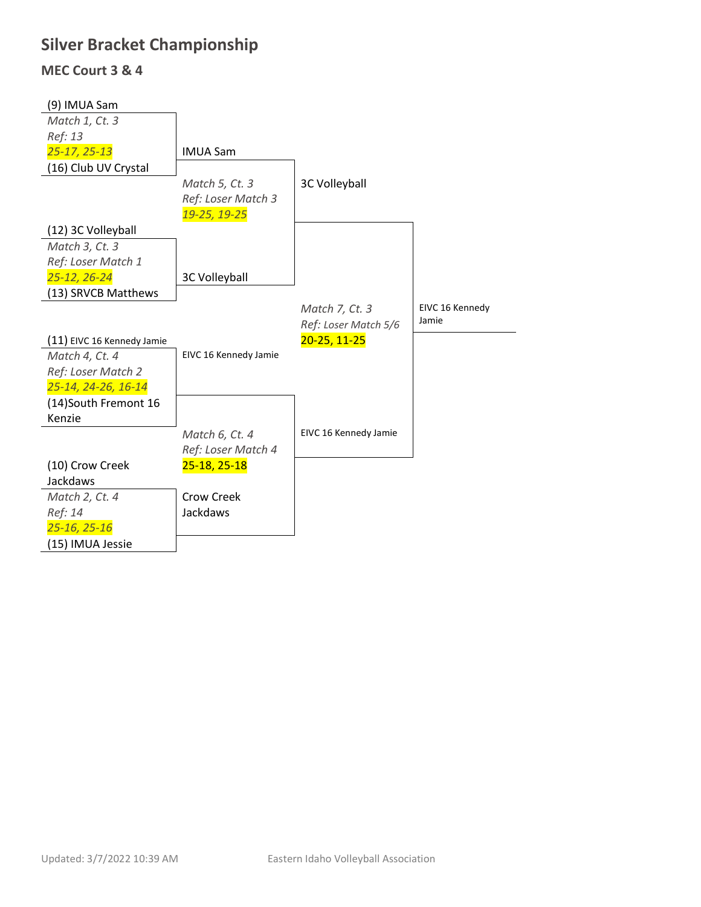# Silver Bracket Championship

## MEC Court 3 & 4

**First Round**

(9) IMUA Sam
*Match 1, Ct. 3*
*Ref: 13*
*25-17, 25-13*
(16) Club UV Crystal

(12) 3C Volleyball
*Match 3, Ct. 3*
*Ref: Loser Match 1*
*25-12, 26-24*
(13) SRVCB Matthews

(11) EIVC 16 Kennedy Jamie
*Match 4, Ct. 4*
*Ref: Loser Match 2*
*25-14, 24-26, 16-14*
(14)South Fremont 16 Kenzie

(10) Crow Creek Jackdaws
*Match 2, Ct. 4*
*Ref: 14*
*25-16, 25-16*
(15) IMUA Jessie

**Second Round**

IMUA Sam
*Match 5, Ct. 3*
*Ref: Loser Match 3*
*19-25, 19-25*
3C Volleyball

EIVC 16 Kennedy Jamie
*Match 6, Ct. 4*
*Ref: Loser Match 4*
25-18, 25-18
Crow Creek Jackdaws

**Final**

3C Volleyball
*Match 7, Ct. 3*
*Ref: Loser Match 5/6*
20-25, 11-25
EIVC 16 Kennedy Jamie

**Champion:** EIVC 16 Kennedy Jamie

Updated: 3/7/2022 10:39 AM

Eastern Idaho Volleyball Association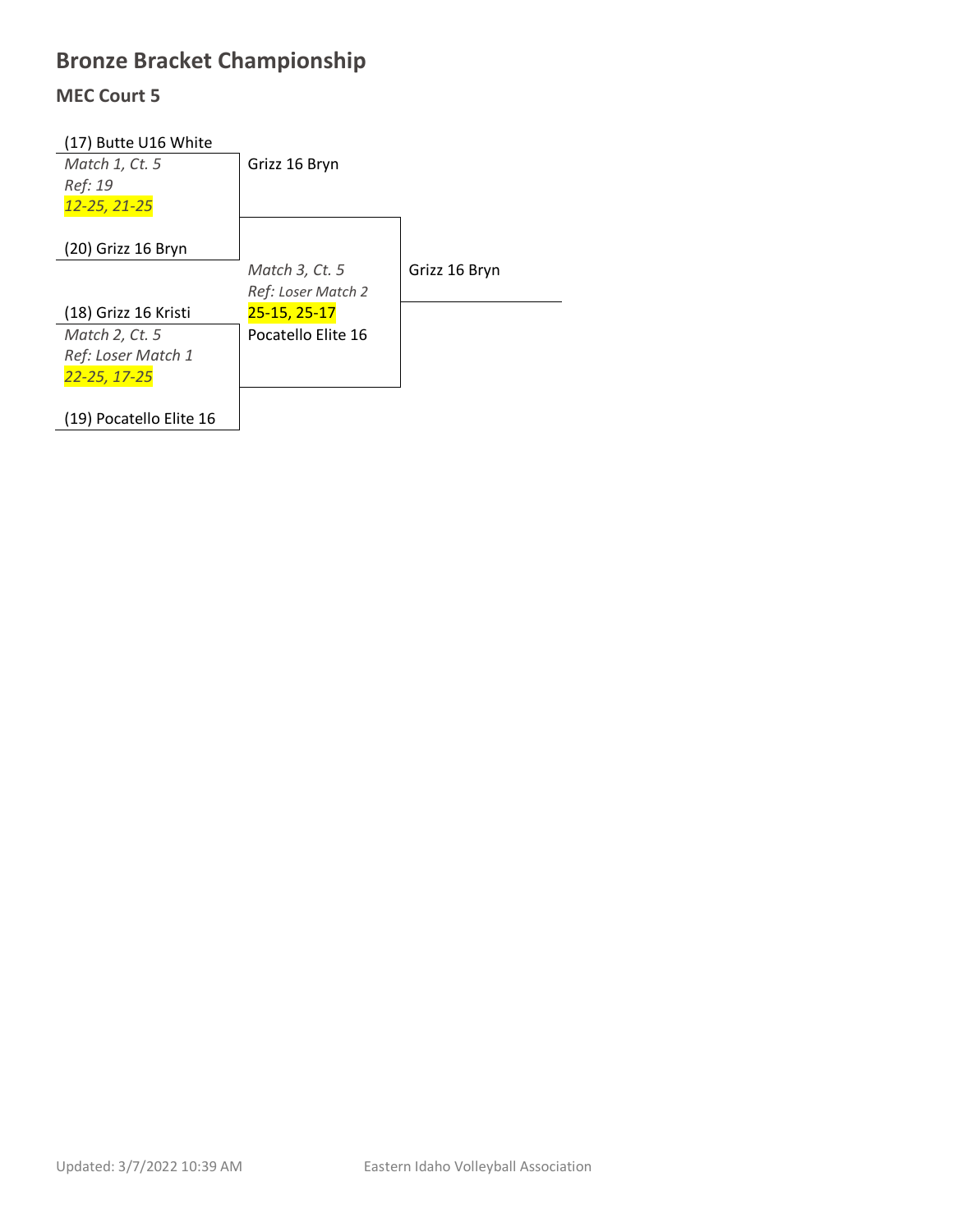# Bronze Bracket Championship

## MEC Court 5

(17) Butte U16 White

*Match 1, Ct. 5*
*Ref: 19*
*12-25, 21-25*

(20) Grizz 16 Bryn

Grizz 16 Bryn

(18) Grizz 16 Kristi

*Match 2, Ct. 5*
*Ref: Loser Match 1*
*22-25, 17-25*

(19) Pocatello Elite 16

*Match 3, Ct. 5*
*Ref: Loser Match 2*
25-15, 25-17

Pocatello Elite 16

Grizz 16 Bryn

Updated: 3/7/2022 10:39 AM

Eastern Idaho Volleyball Association